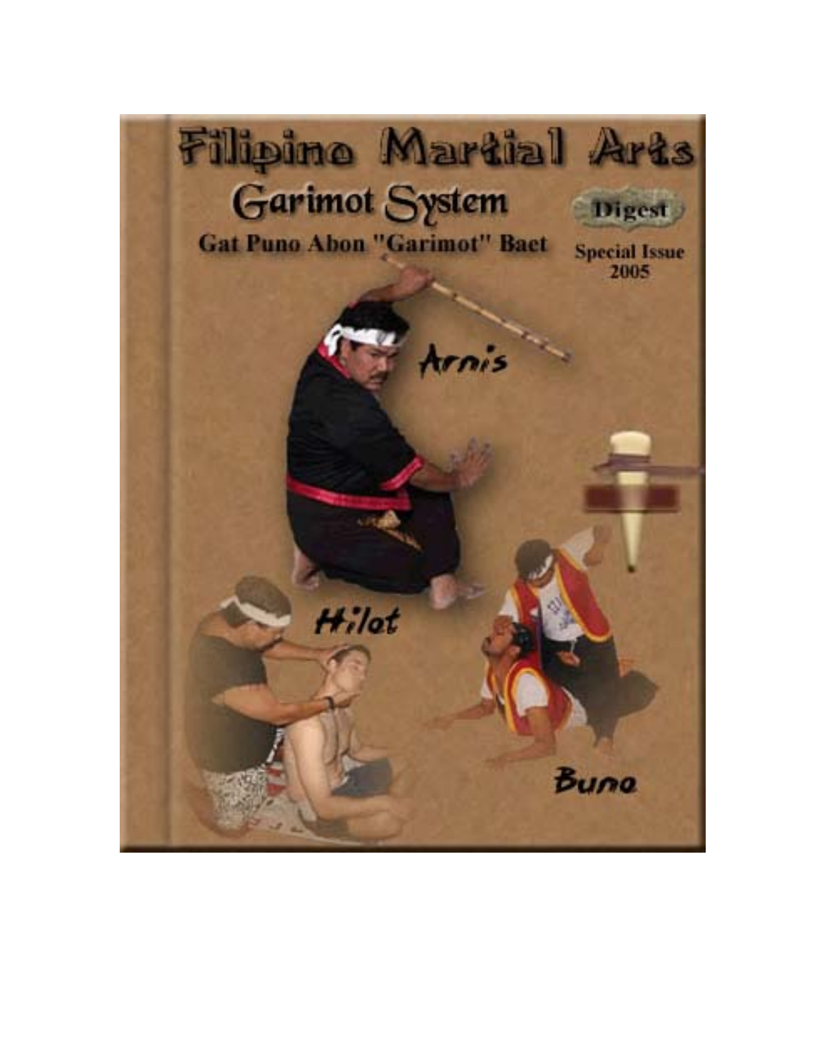# Filipino Martial Arts

## Garimot System

**Gat Puno Abon "Garimot" Baet**

Digest

Special Issue 2005

Arnis

Hilot

Buno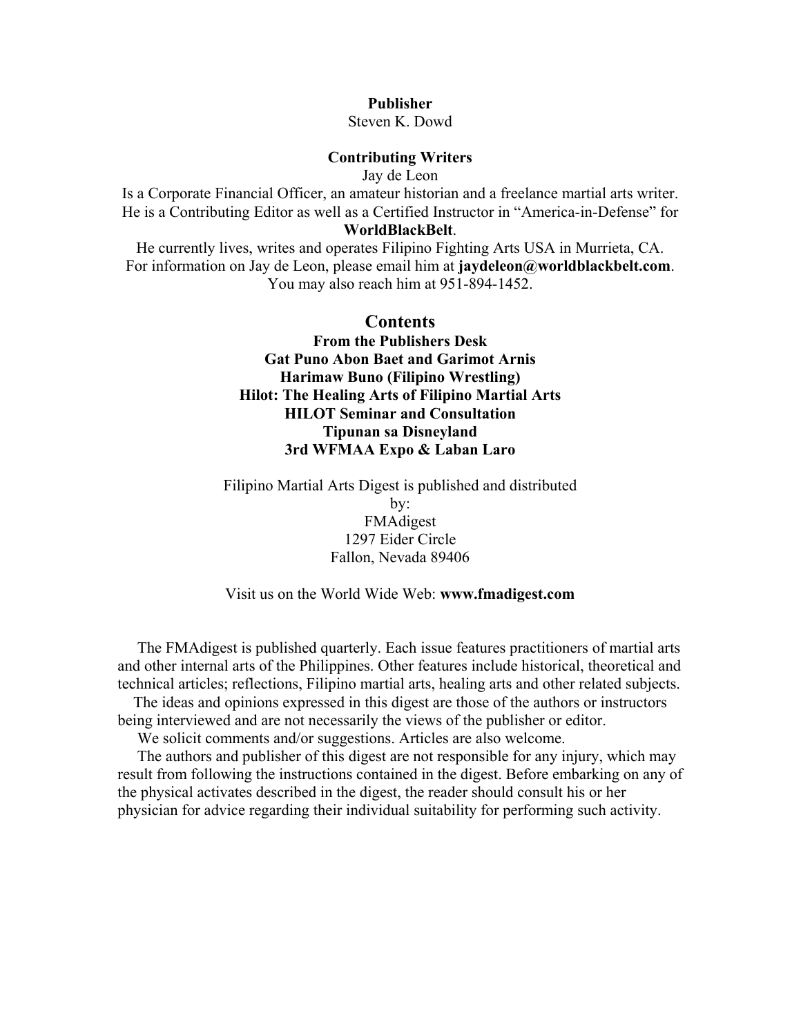**Publisher**
Steven K. Dowd

**Contributing Writers**
Jay de Leon
Is a Corporate Financial Officer, an amateur historian and a freelance martial arts writer. He is a Contributing Editor as well as a Certified Instructor in "America-in-Defense" for **WorldBlackBelt**.
He currently lives, writes and operates Filipino Fighting Arts USA in Murrieta, CA.
For information on Jay de Leon, please email him at **jaydeleon@worldblackbelt.com**.
You may also reach him at 951-894-1452.

## Contents

**From the Publishers Desk**
**Gat Puno Abon Baet and Garimot Arnis**
**Harimaw Buno (Filipino Wrestling)**
**Hilot: The Healing Arts of Filipino Martial Arts**
**HILOT Seminar and Consultation**
**Tipunan sa Disneyland**
**3rd WFMAA Expo & Laban Laro**

Filipino Martial Arts Digest is published and distributed by:
FMAdigest
1297 Eider Circle
Fallon, Nevada 89406

Visit us on the World Wide Web: **www.fmadigest.com**

The FMAdigest is published quarterly. Each issue features practitioners of martial arts and other internal arts of the Philippines. Other features include historical, theoretical and technical articles; reflections, Filipino martial arts, healing arts and other related subjects.

The ideas and opinions expressed in this digest are those of the authors or instructors being interviewed and are not necessarily the views of the publisher or editor.

We solicit comments and/or suggestions. Articles are also welcome.

The authors and publisher of this digest are not responsible for any injury, which may result from following the instructions contained in the digest. Before embarking on any of the physical activates described in the digest, the reader should consult his or her physician for advice regarding their individual suitability for performing such activity.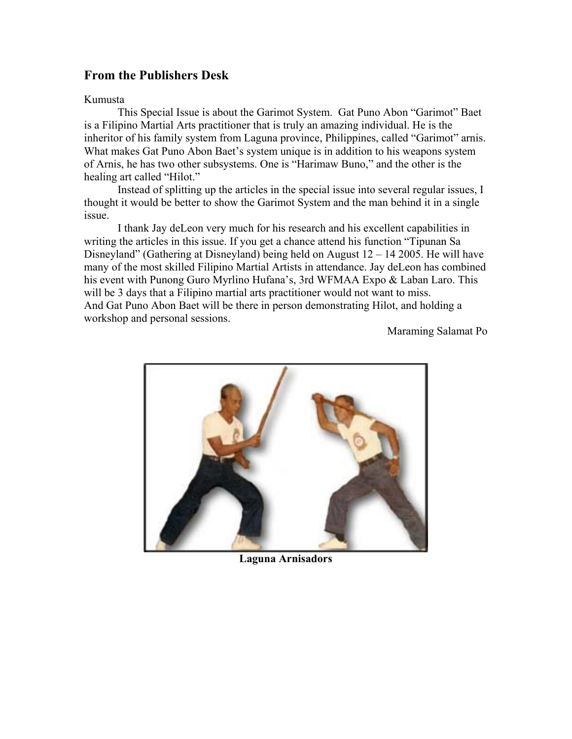## From the Publishers Desk

Kumusta

This Special Issue is about the Garimot System. Gat Puno Abon "Garimot" Baet is a Filipino Martial Arts practitioner that is truly an amazing individual. He is the inheritor of his family system from Laguna province, Philippines, called "Garimot" arnis. What makes Gat Puno Abon Baet's system unique is in addition to his weapons system of Arnis, he has two other subsystems. One is "Harimaw Buno," and the other is the healing art called "Hilot."

Instead of splitting up the articles in the special issue into several regular issues, I thought it would be better to show the Garimot System and the man behind it in a single issue.

I thank Jay deLeon very much for his research and his excellent capabilities in writing the articles in this issue. If you get a chance attend his function "Tipunan Sa Disneyland" (Gathering at Disneyland) being held on August 12 – 14 2005. He will have many of the most skilled Filipino Martial Artists in attendance. Jay deLeon has combined his event with Punong Guro Myrlino Hufana's, 3rd WFMAA Expo & Laban Laro. This will be 3 days that a Filipino martial arts practitioner would not want to miss.
And Gat Puno Abon Baet will be there in person demonstrating Hilot, and holding a workshop and personal sessions.

Maraming Salamat Po

**Laguna Arnisadors**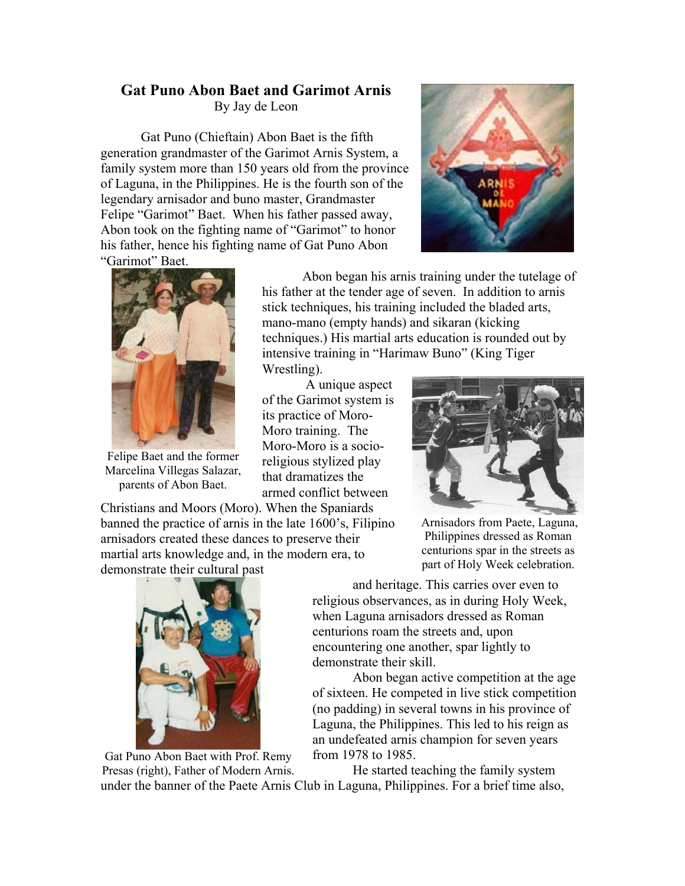# Gat Puno Abon Baet and Garimot Arnis

By Jay de Leon

Gat Puno (Chieftain) Abon Baet is the fifth generation grandmaster of the Garimot Arnis System, a family system more than 150 years old from the province of Laguna, in the Philippines. He is the fourth son of the legendary arnisador and buno master, Grandmaster Felipe "Garimot" Baet. When his father passed away, Abon took on the fighting name of "Garimot" to honor his father, hence his fighting name of Gat Puno Abon "Garimot" Baet.

Felipe Baet and the former Marcelina Villegas Salazar, parents of Abon Baet.

Abon began his arnis training under the tutelage of his father at the tender age of seven. In addition to arnis stick techniques, his training included the bladed arts, mano-mano (empty hands) and sikaran (kicking techniques.) His martial arts education is rounded out by intensive training in "Harimaw Buno" (King Tiger Wrestling).

A unique aspect of the Garimot system is its practice of Moro-Moro training. The Moro-Moro is a socio-religious stylized play that dramatizes the armed conflict between Christians and Moors (Moro). When the Spaniards banned the practice of arnis in the late 1600's, Filipino arnisadors created these dances to preserve their martial arts knowledge and, in the modern era, to demonstrate their cultural past and heritage. This carries over even to religious observances, as in during Holy Week, when Laguna arnisadors dressed as Roman centurions roam the streets and, upon encountering one another, spar lightly to demonstrate their skill.

Arnisadors from Paete, Laguna, Philippines dressed as Roman centurions spar in the streets as part of Holy Week celebration.

Gat Puno Abon Baet with Prof. Remy Presas (right), Father of Modern Arnis.

Abon began active competition at the age of sixteen. He competed in live stick competition (no padding) in several towns in his province of Laguna, the Philippines. This led to his reign as an undefeated arnis champion for seven years from 1978 to 1985.

He started teaching the family system under the banner of the Paete Arnis Club in Laguna, Philippines. For a brief time also,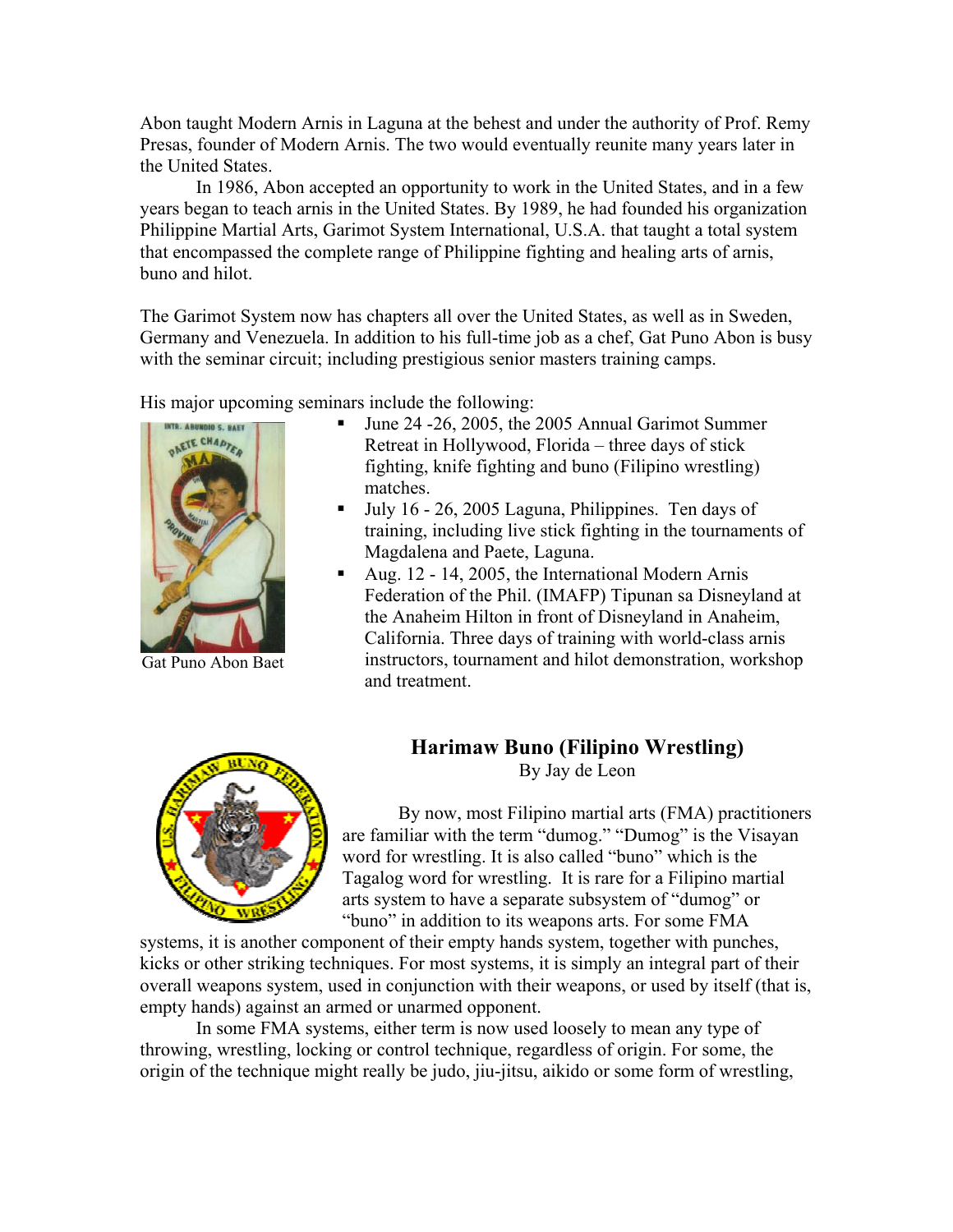Abon taught Modern Arnis in Laguna at the behest and under the authority of Prof. Remy Presas, founder of Modern Arnis. The two would eventually reunite many years later in the United States.

In 1986, Abon accepted an opportunity to work in the United States, and in a few years began to teach arnis in the United States. By 1989, he had founded his organization Philippine Martial Arts, Garimot System International, U.S.A. that taught a total system that encompassed the complete range of Philippine fighting and healing arts of arnis, buno and hilot.

The Garimot System now has chapters all over the United States, as well as in Sweden, Germany and Venezuela. In addition to his full-time job as a chef, Gat Puno Abon is busy with the seminar circuit; including prestigious senior masters training camps.

His major upcoming seminars include the following:

Gat Puno Abon Baet

- June 24 -26, 2005, the 2005 Annual Garimot Summer Retreat in Hollywood, Florida – three days of stick fighting, knife fighting and buno (Filipino wrestling) matches.
- July 16 - 26, 2005 Laguna, Philippines. Ten days of training, including live stick fighting in the tournaments of Magdalena and Paete, Laguna.
- Aug. 12 - 14, 2005, the International Modern Arnis Federation of the Phil. (IMAFP) Tipunan sa Disneyland at the Anaheim Hilton in front of Disneyland in Anaheim, California. Three days of training with world-class arnis instructors, tournament and hilot demonstration, workshop and treatment.

## Harimaw Buno (Filipino Wrestling)

By Jay de Leon

By now, most Filipino martial arts (FMA) practitioners are familiar with the term "dumog." "Dumog" is the Visayan word for wrestling. It is also called "buno" which is the Tagalog word for wrestling. It is rare for a Filipino martial arts system to have a separate subsystem of "dumog" or "buno" in addition to its weapons arts. For some FMA systems, it is another component of their empty hands system, together with punches, kicks or other striking techniques. For most systems, it is simply an integral part of their overall weapons system, used in conjunction with their weapons, or used by itself (that is, empty hands) against an armed or unarmed opponent.

In some FMA systems, either term is now used loosely to mean any type of throwing, wrestling, locking or control technique, regardless of origin. For some, the origin of the technique might really be judo, jiu-jitsu, aikido or some form of wrestling,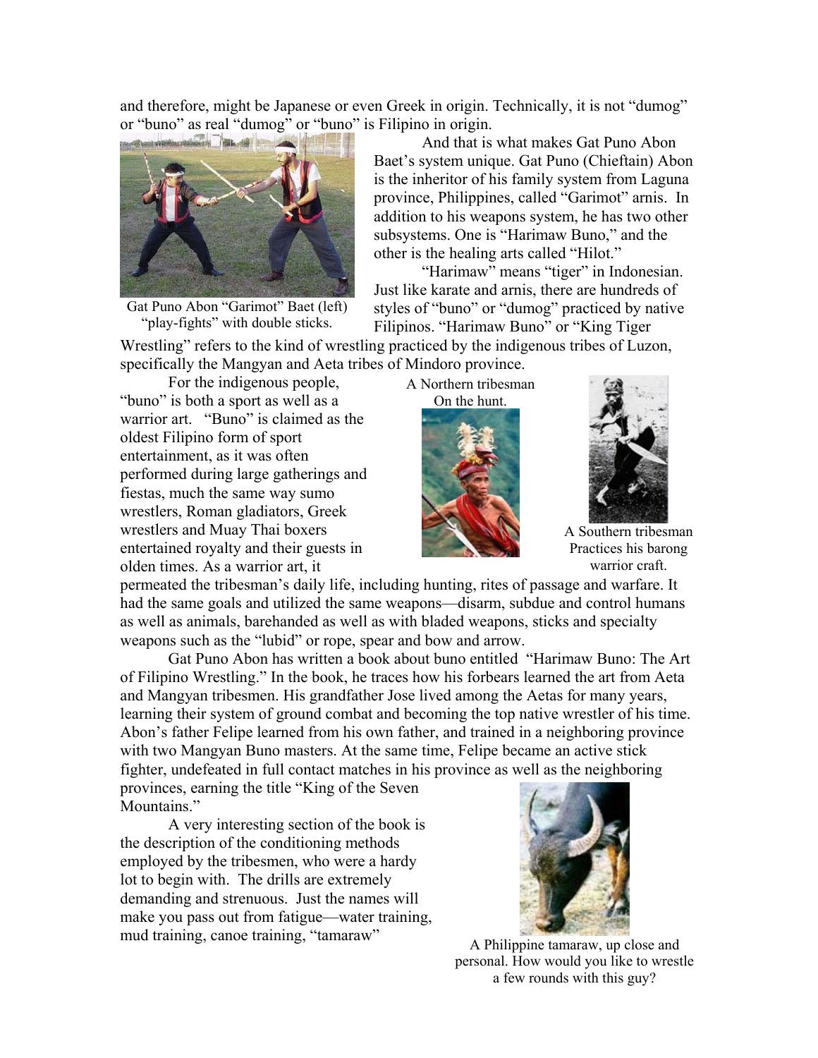and therefore, might be Japanese or even Greek in origin. Technically, it is not "dumog" or "buno" as real "dumog" or "buno" is Filipino in origin.

Gat Puno Abon "Garimot" Baet (left) "play-fights" with double sticks.

And that is what makes Gat Puno Abon Baet's system unique. Gat Puno (Chieftain) Abon is the inheritor of his family system from Laguna province, Philippines, called "Garimot" arnis. In addition to his weapons system, he has two other subsystems. One is "Harimaw Buno," and the other is the healing arts called "Hilot."

"Harimaw" means "tiger" in Indonesian. Just like karate and arnis, there are hundreds of styles of "buno" or "dumog" practiced by native Filipinos. "Harimaw Buno" or "King Tiger Wrestling" refers to the kind of wrestling practiced by the indigenous tribes of Luzon, specifically the Mangyan and Aeta tribes of Mindoro province.

For the indigenous people, "buno" is both a sport as well as a warrior art. "Buno" is claimed as the oldest Filipino form of sport entertainment, as it was often performed during large gatherings and fiestas, much the same way sumo wrestlers, Roman gladiators, Greek wrestlers and Muay Thai boxers entertained royalty and their guests in olden times. As a warrior art, it permeated the tribesman's daily life, including hunting, rites of passage and warfare. It had the same goals and utilized the same weapons—disarm, subdue and control humans as well as animals, barehanded as well as with bladed weapons, sticks and specialty weapons such as the "lubid" or rope, spear and bow and arrow.

A Northern tribesman On the hunt.

A Southern tribesman Practices his barong warrior craft.

Gat Puno Abon has written a book about buno entitled "Harimaw Buno: The Art of Filipino Wrestling." In the book, he traces how his forbears learned the art from Aeta and Mangyan tribesmen. His grandfather Jose lived among the Aetas for many years, learning their system of ground combat and becoming the top native wrestler of his time. Abon's father Felipe learned from his own father, and trained in a neighboring province with two Mangyan Buno masters. At the same time, Felipe became an active stick fighter, undefeated in full contact matches in his province as well as the neighboring provinces, earning the title "King of the Seven Mountains."

A very interesting section of the book is the description of the conditioning methods employed by the tribesmen, who were a hardy lot to begin with. The drills are extremely demanding and strenuous. Just the names will make you pass out from fatigue—water training, mud training, canoe training, "tamaraw"

A Philippine tamaraw, up close and personal. How would you like to wrestle a few rounds with this guy?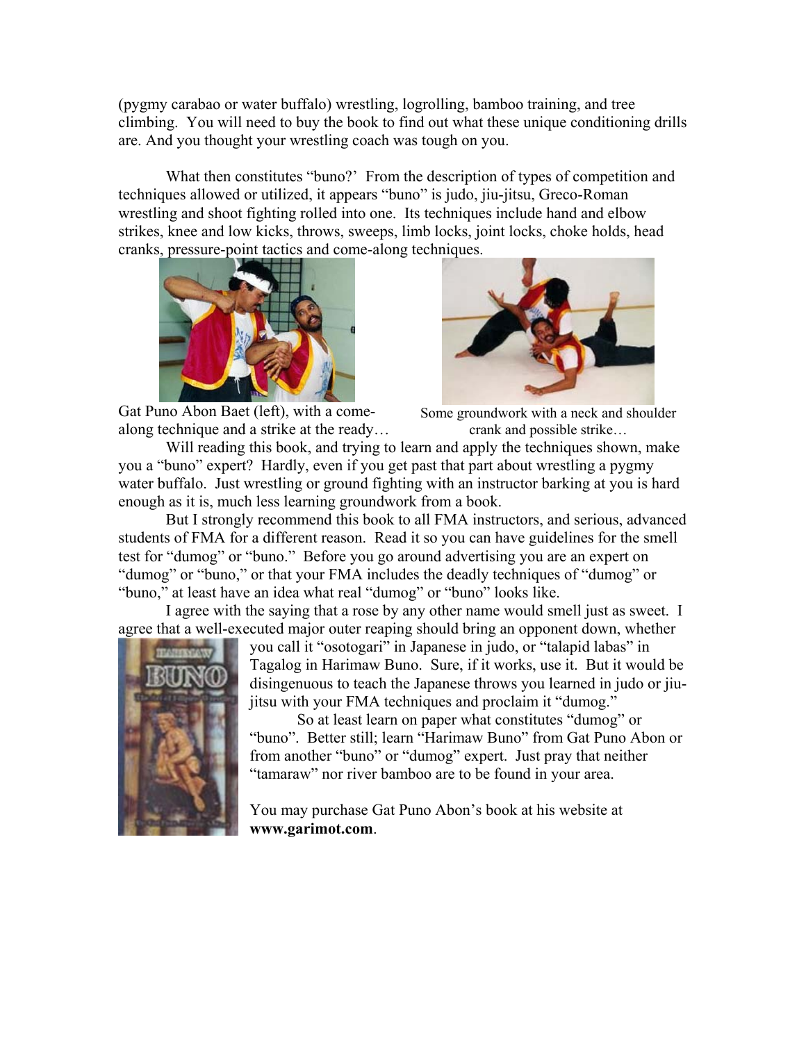(pygmy carabao or water buffalo) wrestling, logrolling, bamboo training, and tree climbing. You will need to buy the book to find out what these unique conditioning drills are. And you thought your wrestling coach was tough on you.

What then constitutes "buno?' From the description of types of competition and techniques allowed or utilized, it appears "buno" is judo, jiu-jitsu, Greco-Roman wrestling and shoot fighting rolled into one. Its techniques include hand and elbow strikes, knee and low kicks, throws, sweeps, limb locks, joint locks, choke holds, head cranks, pressure-point tactics and come-along techniques.

Gat Puno Abon Baet (left), with a come-along technique and a strike at the ready…

Some groundwork with a neck and shoulder crank and possible strike…

Will reading this book, and trying to learn and apply the techniques shown, make you a "buno" expert? Hardly, even if you get past that part about wrestling a pygmy water buffalo. Just wrestling or ground fighting with an instructor barking at you is hard enough as it is, much less learning groundwork from a book.

But I strongly recommend this book to all FMA instructors, and serious, advanced students of FMA for a different reason. Read it so you can have guidelines for the smell test for "dumog" or "buno." Before you go around advertising you are an expert on "dumog" or "buno," or that your FMA includes the deadly techniques of "dumog" or "buno," at least have an idea what real "dumog" or "buno" looks like.

I agree with the saying that a rose by any other name would smell just as sweet. I agree that a well-executed major outer reaping should bring an opponent down, whether you call it "osotogari" in Japanese in judo, or "talapid labas" in Tagalog in Harimaw Buno. Sure, if it works, use it. But it would be disingenuous to teach the Japanese throws you learned in judo or jiu-jitsu with your FMA techniques and proclaim it "dumog."

So at least learn on paper what constitutes "dumog" or "buno". Better still; learn "Harimaw Buno" from Gat Puno Abon or from another "buno" or "dumog" expert. Just pray that neither "tamaraw" nor river bamboo are to be found in your area.

You may purchase Gat Puno Abon's book at his website at **www.garimot.com**.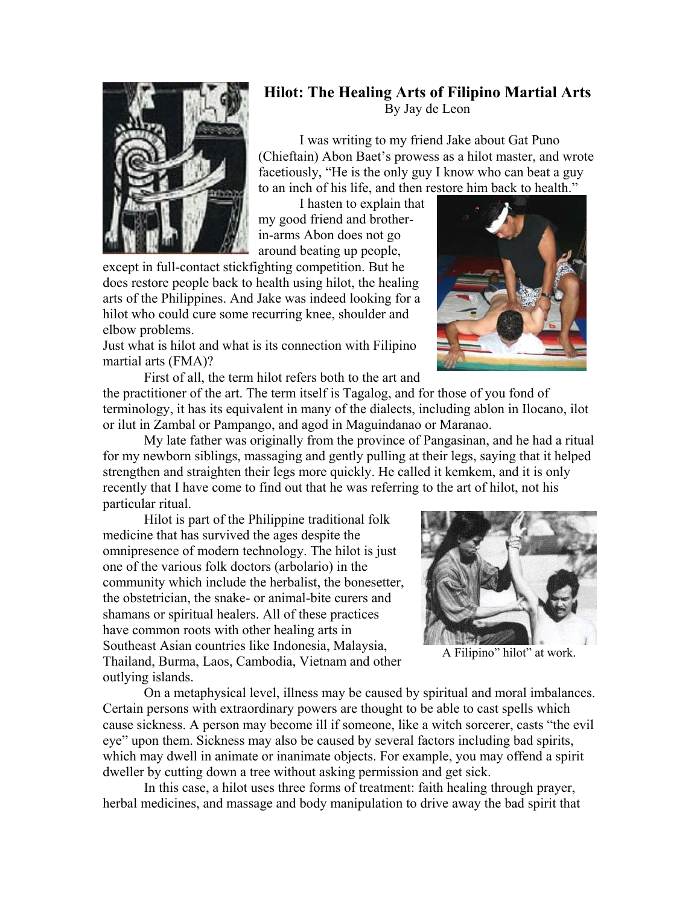# Hilot: The Healing Arts of Filipino Martial Arts

By Jay de Leon

I was writing to my friend Jake about Gat Puno (Chieftain) Abon Baet's prowess as a hilot master, and wrote facetiously, "He is the only guy I know who can beat a guy to an inch of his life, and then restore him back to health."

I hasten to explain that my good friend and brother-in-arms Abon does not go around beating up people, except in full-contact stickfighting competition. But he does restore people back to health using hilot, the healing arts of the Philippines. And Jake was indeed looking for a hilot who could cure some recurring knee, shoulder and elbow problems.

Just what is hilot and what is its connection with Filipino martial arts (FMA)?

First of all, the term hilot refers both to the art and the practitioner of the art. The term itself is Tagalog, and for those of you fond of terminology, it has its equivalent in many of the dialects, including ablon in Ilocano, ilot or ilut in Zambal or Pampango, and agod in Maguindanao or Maranao.

My late father was originally from the province of Pangasinan, and he had a ritual for my newborn siblings, massaging and gently pulling at their legs, saying that it helped strengthen and straighten their legs more quickly. He called it kemkem, and it is only recently that I have come to find out that he was referring to the art of hilot, not his particular ritual.

Hilot is part of the Philippine traditional folk medicine that has survived the ages despite the omnipresence of modern technology. The hilot is just one of the various folk doctors (arbolario) in the community which include the herbalist, the bonesetter, the obstetrician, the snake- or animal-bite curers and shamans or spiritual healers. All of these practices have common roots with other healing arts in Southeast Asian countries like Indonesia, Malaysia, Thailand, Burma, Laos, Cambodia, Vietnam and other outlying islands.

A Filipino" hilot" at work.

On a metaphysical level, illness may be caused by spiritual and moral imbalances. Certain persons with extraordinary powers are thought to be able to cast spells which cause sickness. A person may become ill if someone, like a witch sorcerer, casts "the evil eye" upon them. Sickness may also be caused by several factors including bad spirits, which may dwell in animate or inanimate objects. For example, you may offend a spirit dweller by cutting down a tree without asking permission and get sick.

In this case, a hilot uses three forms of treatment: faith healing through prayer, herbal medicines, and massage and body manipulation to drive away the bad spirit that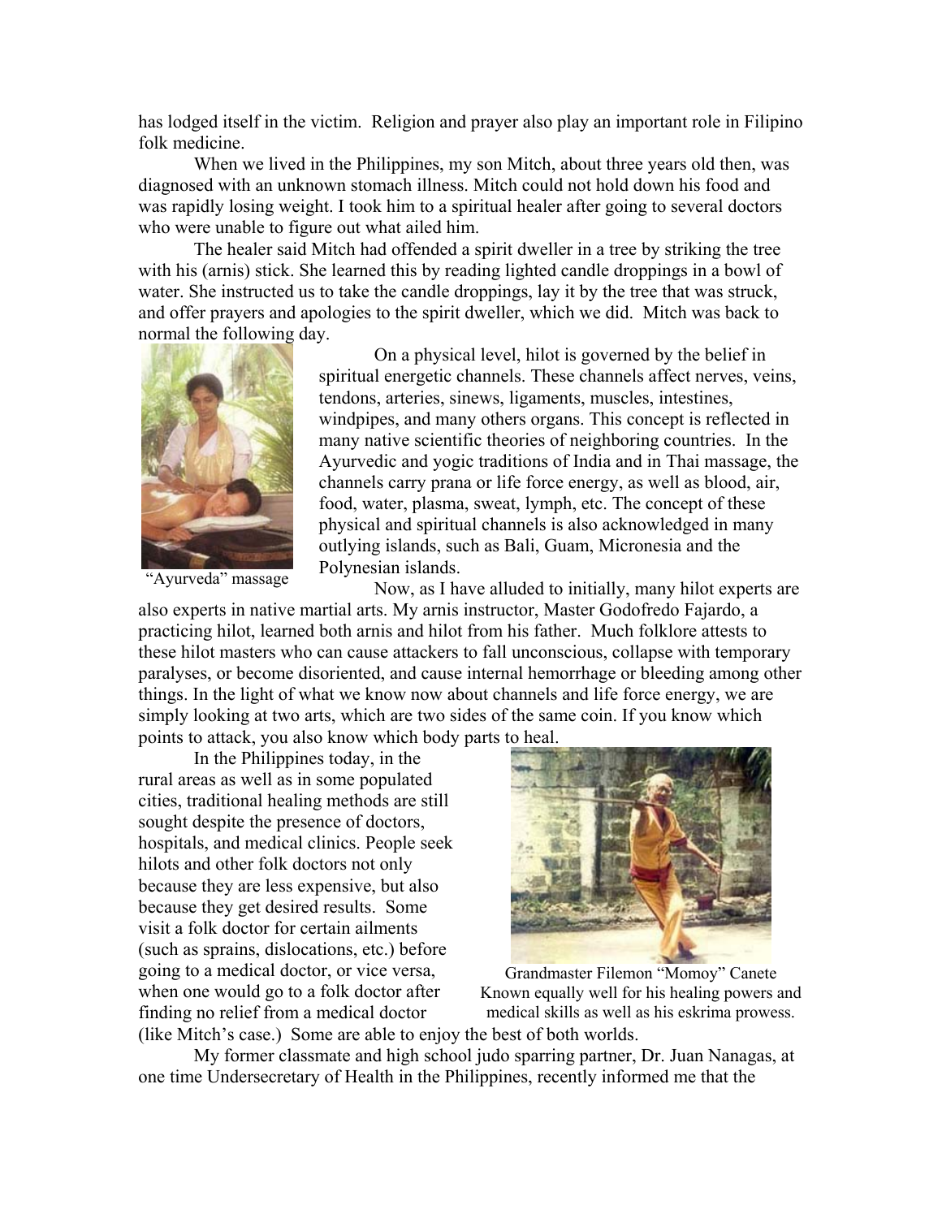has lodged itself in the victim. Religion and prayer also play an important role in Filipino folk medicine.

When we lived in the Philippines, my son Mitch, about three years old then, was diagnosed with an unknown stomach illness. Mitch could not hold down his food and was rapidly losing weight. I took him to a spiritual healer after going to several doctors who were unable to figure out what ailed him.

The healer said Mitch had offended a spirit dweller in a tree by striking the tree with his (arnis) stick. She learned this by reading lighted candle droppings in a bowl of water. She instructed us to take the candle droppings, lay it by the tree that was struck, and offer prayers and apologies to the spirit dweller, which we did. Mitch was back to normal the following day.

"Ayurveda" massage

On a physical level, hilot is governed by the belief in spiritual energetic channels. These channels affect nerves, veins, tendons, arteries, sinews, ligaments, muscles, intestines, windpipes, and many others organs. This concept is reflected in many native scientific theories of neighboring countries. In the Ayurvedic and yogic traditions of India and in Thai massage, the channels carry prana or life force energy, as well as blood, air, food, water, plasma, sweat, lymph, etc. The concept of these physical and spiritual channels is also acknowledged in many outlying islands, such as Bali, Guam, Micronesia and the Polynesian islands.

Now, as I have alluded to initially, many hilot experts are also experts in native martial arts. My arnis instructor, Master Godofredo Fajardo, a practicing hilot, learned both arnis and hilot from his father. Much folklore attests to these hilot masters who can cause attackers to fall unconscious, collapse with temporary paralyses, or become disoriented, and cause internal hemorrhage or bleeding among other things. In the light of what we know now about channels and life force energy, we are simply looking at two arts, which are two sides of the same coin. If you know which points to attack, you also know which body parts to heal.

In the Philippines today, in the rural areas as well as in some populated cities, traditional healing methods are still sought despite the presence of doctors, hospitals, and medical clinics. People seek hilots and other folk doctors not only because they are less expensive, but also because they get desired results. Some visit a folk doctor for certain ailments (such as sprains, dislocations, etc.) before going to a medical doctor, or vice versa, when one would go to a folk doctor after finding no relief from a medical doctor (like Mitch's case.) Some are able to enjoy the best of both worlds.

Grandmaster Filemon "Momoy" Canete
Known equally well for his healing powers and medical skills as well as his eskrima prowess.

My former classmate and high school judo sparring partner, Dr. Juan Nanagas, at one time Undersecretary of Health in the Philippines, recently informed me that the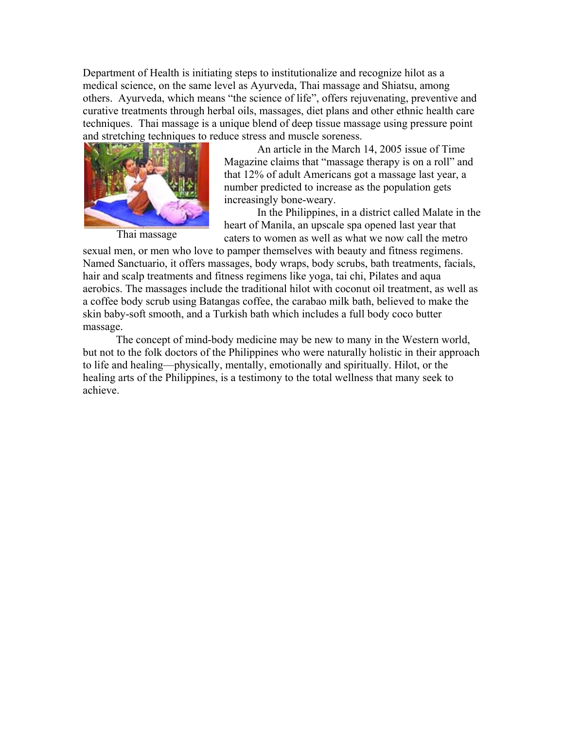Department of Health is initiating steps to institutionalize and recognize hilot as a medical science, on the same level as Ayurveda, Thai massage and Shiatsu, among others. Ayurveda, which means "the science of life", offers rejuvenating, preventive and curative treatments through herbal oils, massages, diet plans and other ethnic health care techniques. Thai massage is a unique blend of deep tissue massage using pressure point and stretching techniques to reduce stress and muscle soreness.

Thai massage

An article in the March 14, 2005 issue of Time Magazine claims that "massage therapy is on a roll" and that 12% of adult Americans got a massage last year, a number predicted to increase as the population gets increasingly bone-weary.

In the Philippines, in a district called Malate in the heart of Manila, an upscale spa opened last year that caters to women as well as what we now call the metro sexual men, or men who love to pamper themselves with beauty and fitness regimens. Named Sanctuario, it offers massages, body wraps, body scrubs, bath treatments, facials, hair and scalp treatments and fitness regimens like yoga, tai chi, Pilates and aqua aerobics. The massages include the traditional hilot with coconut oil treatment, as well as a coffee body scrub using Batangas coffee, the carabao milk bath, believed to make the skin baby-soft smooth, and a Turkish bath which includes a full body coco butter massage.

The concept of mind-body medicine may be new to many in the Western world, but not to the folk doctors of the Philippines who were naturally holistic in their approach to life and healing—physically, mentally, emotionally and spiritually. Hilot, or the healing arts of the Philippines, is a testimony to the total wellness that many seek to achieve.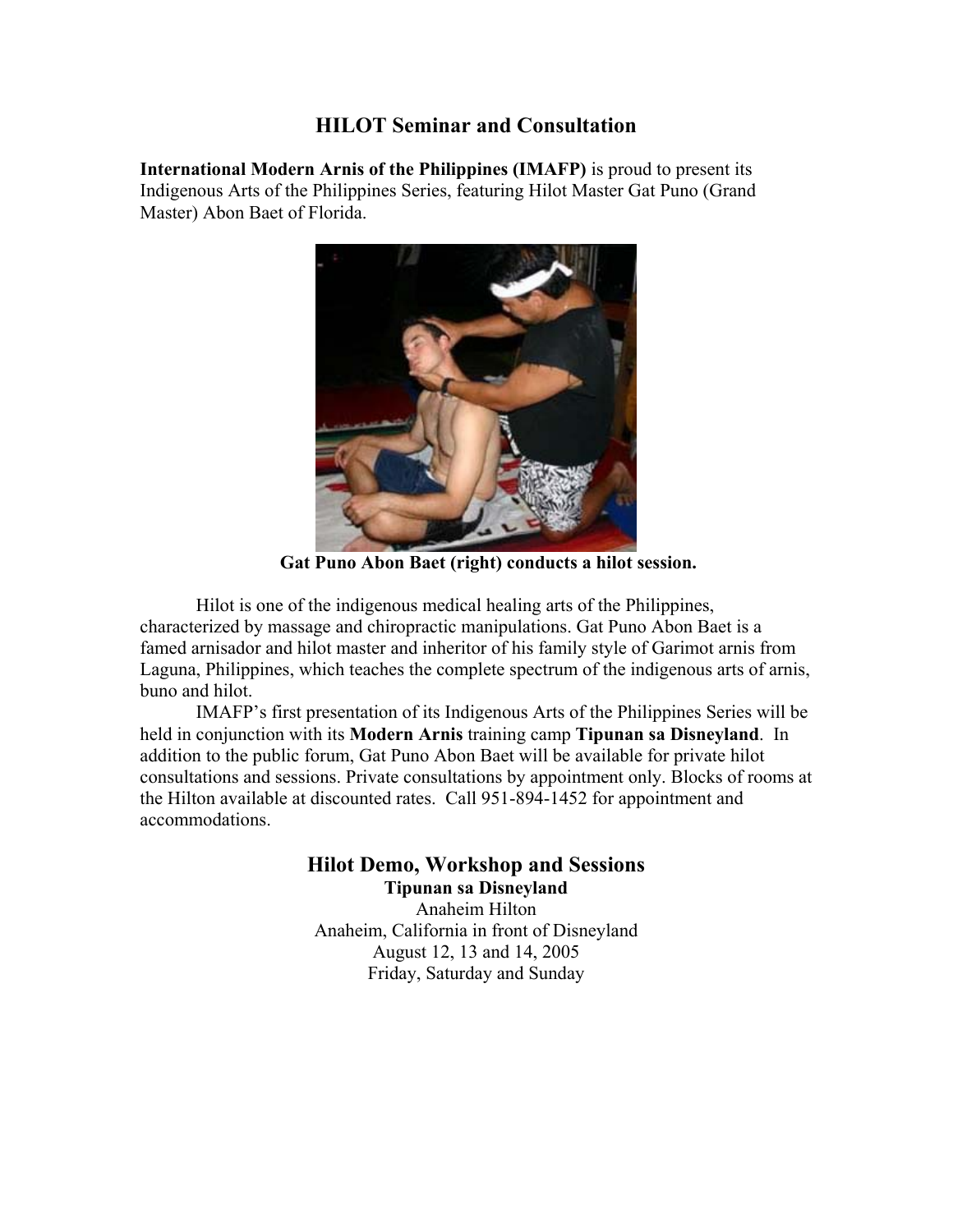# HILOT Seminar and Consultation

**International Modern Arnis of the Philippines (IMAFP)** is proud to present its Indigenous Arts of the Philippines Series, featuring Hilot Master Gat Puno (Grand Master) Abon Baet of Florida.

**Gat Puno Abon Baet (right) conducts a hilot session.**

Hilot is one of the indigenous medical healing arts of the Philippines, characterized by massage and chiropractic manipulations. Gat Puno Abon Baet is a famed arnisador and hilot master and inheritor of his family style of Garimot arnis from Laguna, Philippines, which teaches the complete spectrum of the indigenous arts of arnis, buno and hilot.

IMAFP's first presentation of its Indigenous Arts of the Philippines Series will be held in conjunction with its **Modern Arnis** training camp **Tipunan sa Disneyland**. In addition to the public forum, Gat Puno Abon Baet will be available for private hilot consultations and sessions. Private consultations by appointment only. Blocks of rooms at the Hilton available at discounted rates. Call 951-894-1452 for appointment and accommodations.

## Hilot Demo, Workshop and Sessions

**Tipunan sa Disneyland**
Anaheim Hilton
Anaheim, California in front of Disneyland
August 12, 13 and 14, 2005
Friday, Saturday and Sunday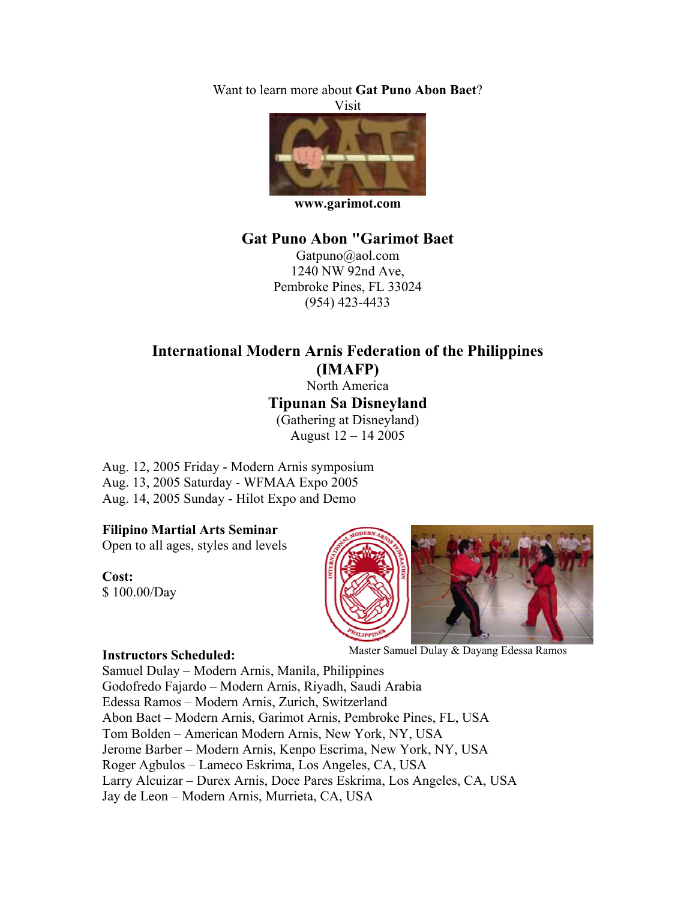Want to learn more about **Gat Puno Abon Baet**?
Visit

**www.garimot.com**

## Gat Puno Abon "Garimot Baet

Gatpuno@aol.com
1240 NW 92nd Ave,
Pembroke Pines, FL 33024
(954) 423-4433

## International Modern Arnis Federation of the Philippines (IMAFP)

North America

## Tipunan Sa Disneyland

(Gathering at Disneyland)
August 12 – 14 2005

Aug. 12, 2005 Friday - Modern Arnis symposium
Aug. 13, 2005 Saturday - WFMAA Expo 2005
Aug. 14, 2005 Sunday - Hilot Expo and Demo

**Filipino Martial Arts Seminar**
Open to all ages, styles and levels

**Cost:**
$ 100.00/Day

Master Samuel Dulay & Dayang Edessa Ramos

**Instructors Scheduled:**
Samuel Dulay – Modern Arnis, Manila, Philippines
Godofredo Fajardo – Modern Arnis, Riyadh, Saudi Arabia
Edessa Ramos – Modern Arnis, Zurich, Switzerland
Abon Baet – Modern Arnis, Garimot Arnis, Pembroke Pines, FL, USA
Tom Bolden – American Modern Arnis, New York, NY, USA
Jerome Barber – Modern Arnis, Kenpo Escrima, New York, NY, USA
Roger Agbulos – Lameco Eskrima, Los Angeles, CA, USA
Larry Alcuizar – Durex Arnis, Doce Pares Eskrima, Los Angeles, CA, USA
Jay de Leon – Modern Arnis, Murrieta, CA, USA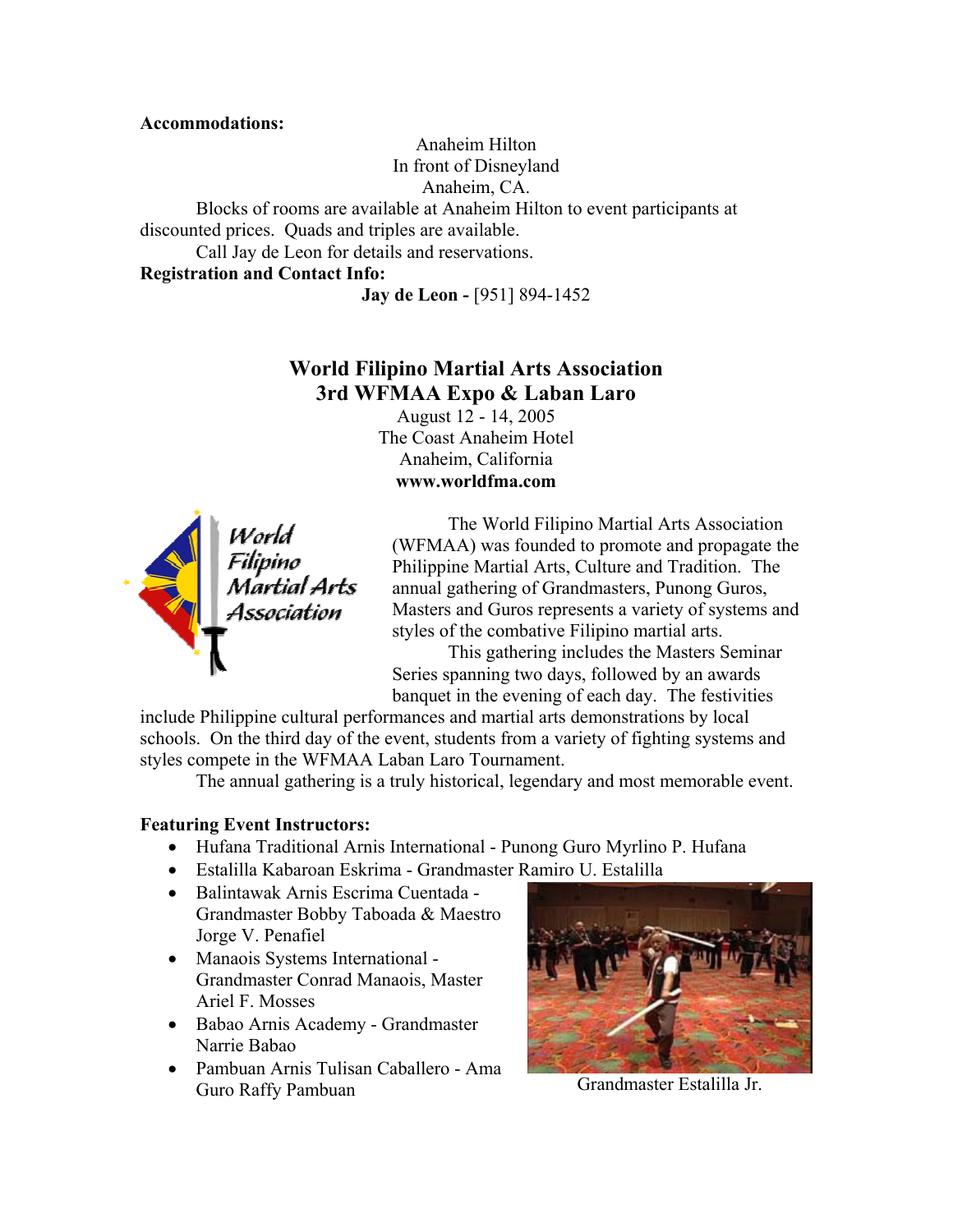**Accommodations:**

Anaheim Hilton
In front of Disneyland
Anaheim, CA.

Blocks of rooms are available at Anaheim Hilton to event participants at discounted prices. Quads and triples are available.

Call Jay de Leon for details and reservations.

**Registration and Contact Info:**

**Jay de Leon -** [951] 894-1452

## World Filipino Martial Arts Association
## 3rd WFMAA Expo & Laban Laro

August 12 - 14, 2005
The Coast Anaheim Hotel
Anaheim, California
**www.worldfma.com**

The World Filipino Martial Arts Association (WFMAA) was founded to promote and propagate the Philippine Martial Arts, Culture and Tradition. The annual gathering of Grandmasters, Punong Guros, Masters and Guros represents a variety of systems and styles of the combative Filipino martial arts.

This gathering includes the Masters Seminar Series spanning two days, followed by an awards banquet in the evening of each day. The festivities include Philippine cultural performances and martial arts demonstrations by local schools. On the third day of the event, students from a variety of fighting systems and styles compete in the WFMAA Laban Laro Tournament.

The annual gathering is a truly historical, legendary and most memorable event.

**Featuring Event Instructors:**

- Hufana Traditional Arnis International - Punong Guro Myrlino P. Hufana
- Estalilla Kabaroan Eskrima - Grandmaster Ramiro U. Estalilla
- Balintawak Arnis Escrima Cuentada - Grandmaster Bobby Taboada & Maestro Jorge V. Penafiel
- Manaois Systems International - Grandmaster Conrad Manaois, Master Ariel F. Mosses
- Babao Arnis Academy - Grandmaster Narrie Babao
- Pambuan Arnis Tulisan Caballero - Ama Guro Raffy Pambuan

Grandmaster Estalilla Jr.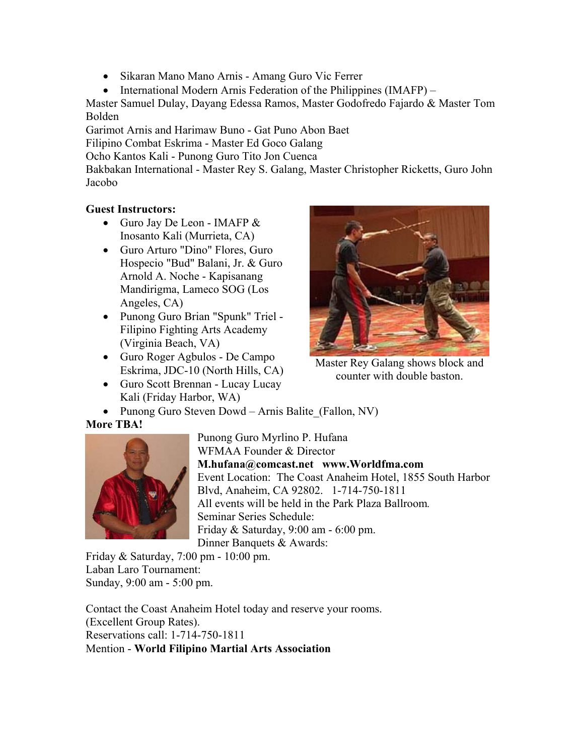- Sikaran Mano Mano Arnis - Amang Guro Vic Ferrer
- International Modern Arnis Federation of the Philippines (IMAFP) –

Master Samuel Dulay, Dayang Edessa Ramos, Master Godofredo Fajardo & Master Tom Bolden
Garimot Arnis and Harimaw Buno - Gat Puno Abon Baet
Filipino Combat Eskrima - Master Ed Goco Galang
Ocho Kantos Kali - Punong Guro Tito Jon Cuenca
Bakbakan International - Master Rey S. Galang, Master Christopher Ricketts, Guro John Jacobo

**Guest Instructors:**

- Guro Jay De Leon - IMAFP & Inosanto Kali (Murrieta, CA)
- Guro Arturo "Dino" Flores, Guro Hospecio "Bud" Balani, Jr. & Guro Arnold A. Noche - Kapisanang Mandirigma, Lameco SOG (Los Angeles, CA)
- Punong Guro Brian "Spunk" Triel - Filipino Fighting Arts Academy (Virginia Beach, VA)
- Guro Roger Agbulos - De Campo Eskrima, JDC-10 (North Hills, CA)
- Guro Scott Brennan - Lucay Lucay Kali (Friday Harbor, WA)
- Punong Guro Steven Dowd – Arnis Balite_(Fallon, NV)

Master Rey Galang shows block and counter with double baston.

**More TBA!**

Punong Guro Myrlino P. Hufana
WFMAA Founder & Director
**M.hufana@comcast.net   www.Worldfma.com**
Event Location: The Coast Anaheim Hotel, 1855 South Harbor Blvd, Anaheim, CA 92802. 1-714-750-1811
All events will be held in the Park Plaza Ballroom.
Seminar Series Schedule:
Friday & Saturday, 9:00 am - 6:00 pm.
Dinner Banquets & Awards:
Friday & Saturday, 7:00 pm - 10:00 pm.
Laban Laro Tournament:
Sunday, 9:00 am - 5:00 pm.

Contact the Coast Anaheim Hotel today and reserve your rooms.
(Excellent Group Rates).
Reservations call: 1-714-750-1811
Mention - **World Filipino Martial Arts Association**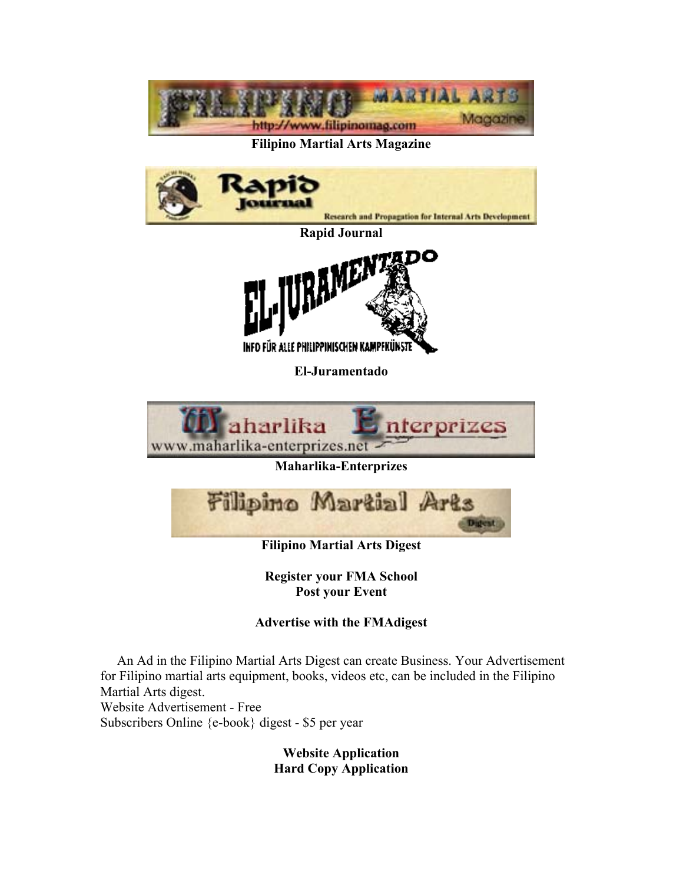**Filipino Martial Arts Magazine**

**Rapid Journal**

**El-Juramentado**

**Maharlika-Enterprizes**

**Filipino Martial Arts Digest**

**Register your FMA School**
**Post your Event**

**Advertise with the FMAdigest**

An Ad in the Filipino Martial Arts Digest can create Business. Your Advertisement for Filipino martial arts equipment, books, videos etc, can be included in the Filipino Martial Arts digest.
Website Advertisement - Free
Subscribers Online {e-book} digest - $5 per year

**Website Application**
**Hard Copy Application**